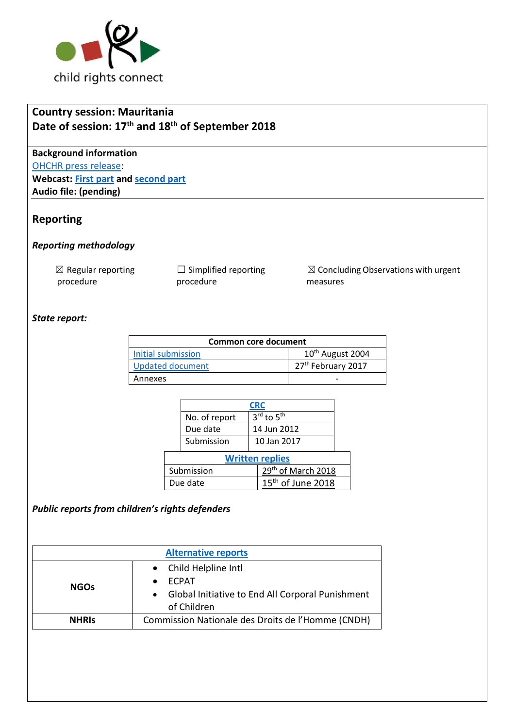child rights connect

**Country session: Mauritania**
**Date of session: 17th and 18th of September 2018**

**Background information**
OHCHR press release:
**Webcast: First part and second part**
**Audio file: (pending)**

## Reporting

### *Reporting methodology*

☒ Regular reporting procedure

☐ Simplified reporting procedure

☒ Concluding Observations with urgent measures

### *State report:*

| Common core document | |
|---|---|
| Initial submission | 10th August 2004 |
| Updated document | 27th February 2017 |
| Annexes | - |

| CRC | |
|---|---|
| No. of report | 3rd to 5th |
| Due date | 14 Jun 2012 |
| Submission | 10 Jan 2017 |

| Written replies | |
|---|---|
| Submission | 29th of March 2018 |
| Due date | 15th of June 2018 |

### *Public reports from children's rights defenders*

| Alternative reports | |
|---|---|
| **NGOs** | • Child Helpline Intl<br>• ECPAT<br>• Global Initiative to End All Corporal Punishment of Children |
| **NHRIs** | Commission Nationale des Droits de l'Homme (CNDH) |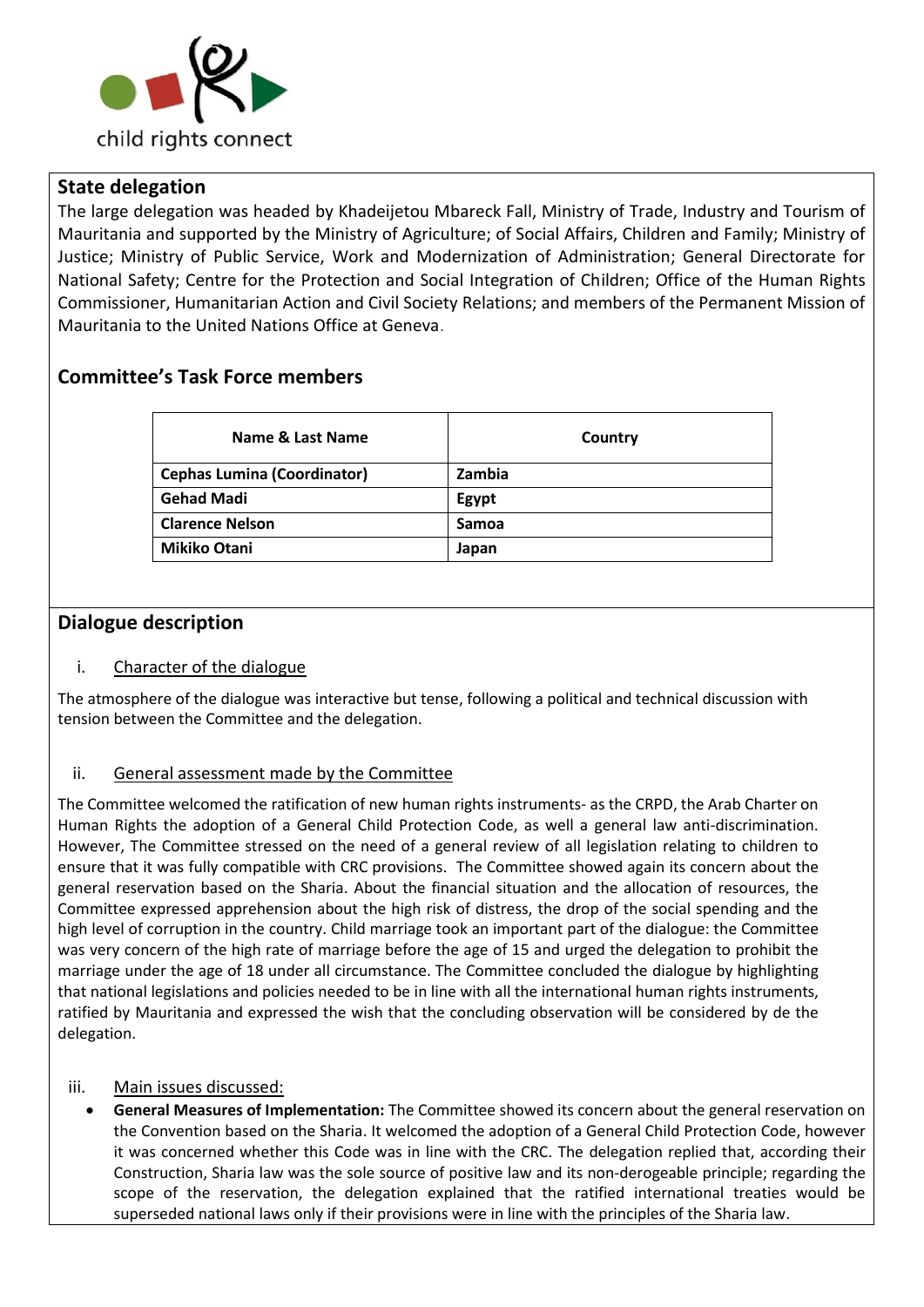child rights connect

## State delegation

The large delegation was headed by Khadeijetou Mbareck Fall, Ministry of Trade, Industry and Tourism of Mauritania and supported by the Ministry of Agriculture; of Social Affairs, Children and Family; Ministry of Justice; Ministry of Public Service, Work and Modernization of Administration; General Directorate for National Safety; Centre for the Protection and Social Integration of Children; Office of the Human Rights Commissioner, Humanitarian Action and Civil Society Relations; and members of the Permanent Mission of Mauritania to the United Nations Office at Geneva.

## Committee's Task Force members

| Name & Last Name | Country |
|---|---|
| **Cephas Lumina (Coordinator)** | **Zambia** |
| **Gehad Madi** | **Egypt** |
| **Clarence Nelson** | **Samoa** |
| **Mikiko Otani** | **Japan** |

## Dialogue description

### i. Character of the dialogue

The atmosphere of the dialogue was interactive but tense, following a political and technical discussion with tension between the Committee and the delegation.

### ii. General assessment made by the Committee

The Committee welcomed the ratification of new human rights instruments- as the CRPD, the Arab Charter on Human Rights the adoption of a General Child Protection Code, as well a general law anti-discrimination. However, The Committee stressed on the need of a general review of all legislation relating to children to ensure that it was fully compatible with CRC provisions. The Committee showed again its concern about the general reservation based on the Sharia. About the financial situation and the allocation of resources, the Committee expressed apprehension about the high risk of distress, the drop of the social spending and the high level of corruption in the country. Child marriage took an important part of the dialogue: the Committee was very concern of the high rate of marriage before the age of 15 and urged the delegation to prohibit the marriage under the age of 18 under all circumstance. The Committee concluded the dialogue by highlighting that national legislations and policies needed to be in line with all the international human rights instruments, ratified by Mauritania and expressed the wish that the concluding observation will be considered by de the delegation.

### iii. Main issues discussed:

- **General Measures of Implementation:** The Committee showed its concern about the general reservation on the Convention based on the Sharia. It welcomed the adoption of a General Child Protection Code, however it was concerned whether this Code was in line with the CRC. The delegation replied that, according their Construction, Sharia law was the sole source of positive law and its non-derogeable principle; regarding the scope of the reservation, the delegation explained that the ratified international treaties would be superseded national laws only if their provisions were in line with the principles of the Sharia law.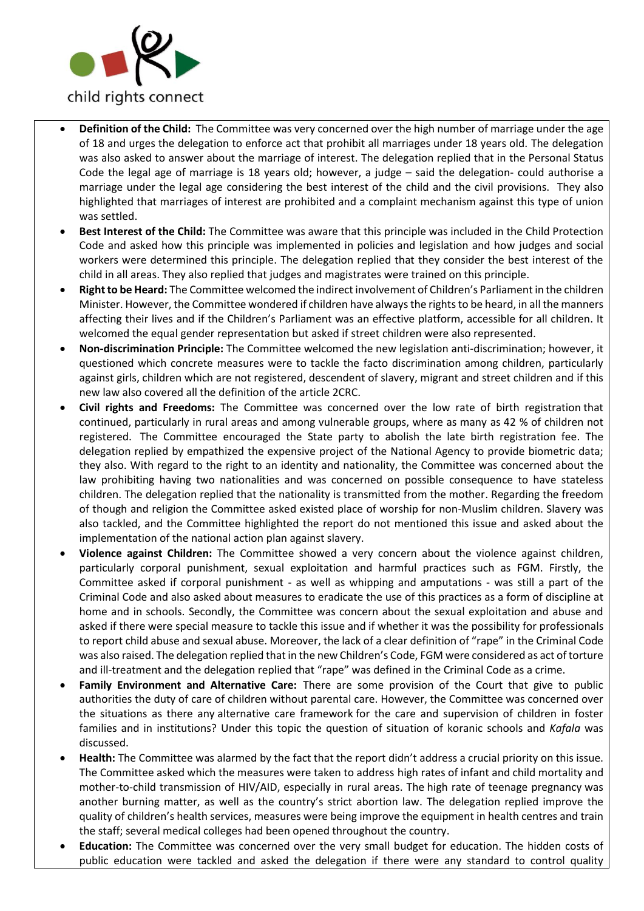- **Definition of the Child:** The Committee was very concerned over the high number of marriage under the age of 18 and urges the delegation to enforce act that prohibit all marriages under 18 years old. The delegation was also asked to answer about the marriage of interest. The delegation replied that in the Personal Status Code the legal age of marriage is 18 years old; however, a judge – said the delegation- could authorise a marriage under the legal age considering the best interest of the child and the civil provisions. They also highlighted that marriages of interest are prohibited and a complaint mechanism against this type of union was settled.
- **Best Interest of the Child:** The Committee was aware that this principle was included in the Child Protection Code and asked how this principle was implemented in policies and legislation and how judges and social workers were determined this principle. The delegation replied that they consider the best interest of the child in all areas. They also replied that judges and magistrates were trained on this principle.
- **Right to be Heard:** The Committee welcomed the indirect involvement of Children's Parliament in the children Minister. However, the Committee wondered if children have always the rights to be heard, in all the manners affecting their lives and if the Children's Parliament was an effective platform, accessible for all children. It welcomed the equal gender representation but asked if street children were also represented.
- **Non-discrimination Principle:** The Committee welcomed the new legislation anti-discrimination; however, it questioned which concrete measures were to tackle the facto discrimination among children, particularly against girls, children which are not registered, descendent of slavery, migrant and street children and if this new law also covered all the definition of the article 2CRC.
- **Civil rights and Freedoms:** The Committee was concerned over the low rate of birth registration that continued, particularly in rural areas and among vulnerable groups, where as many as 42 % of children not registered. The Committee encouraged the State party to abolish the late birth registration fee. The delegation replied by empathized the expensive project of the National Agency to provide biometric data; they also. With regard to the right to an identity and nationality, the Committee was concerned about the law prohibiting having two nationalities and was concerned on possible consequence to have stateless children. The delegation replied that the nationality is transmitted from the mother. Regarding the freedom of though and religion the Committee asked existed place of worship for non-Muslim children. Slavery was also tackled, and the Committee highlighted the report do not mentioned this issue and asked about the implementation of the national action plan against slavery.
- **Violence against Children:** The Committee showed a very concern about the violence against children, particularly corporal punishment, sexual exploitation and harmful practices such as FGM. Firstly, the Committee asked if corporal punishment - as well as whipping and amputations - was still a part of the Criminal Code and also asked about measures to eradicate the use of this practices as a form of discipline at home and in schools. Secondly, the Committee was concern about the sexual exploitation and abuse and asked if there were special measure to tackle this issue and if whether it was the possibility for professionals to report child abuse and sexual abuse. Moreover, the lack of a clear definition of "rape" in the Criminal Code was also raised. The delegation replied that in the new Children's Code, FGM were considered as act of torture and ill-treatment and the delegation replied that "rape" was defined in the Criminal Code as a crime.
- **Family Environment and Alternative Care:** There are some provision of the Court that give to public authorities the duty of care of children without parental care. However, the Committee was concerned over the situations as there any alternative care framework for the care and supervision of children in foster families and in institutions? Under this topic the question of situation of koranic schools and *Kafala* was discussed.
- **Health:** The Committee was alarmed by the fact that the report didn't address a crucial priority on this issue. The Committee asked which the measures were taken to address high rates of infant and child mortality and mother-to-child transmission of HIV/AID, especially in rural areas. The high rate of teenage pregnancy was another burning matter, as well as the country's strict abortion law. The delegation replied improve the quality of children's health services, measures were being improve the equipment in health centres and train the staff; several medical colleges had been opened throughout the country.
- **Education:** The Committee was concerned over the very small budget for education. The hidden costs of public education were tackled and asked the delegation if there were any standard to control quality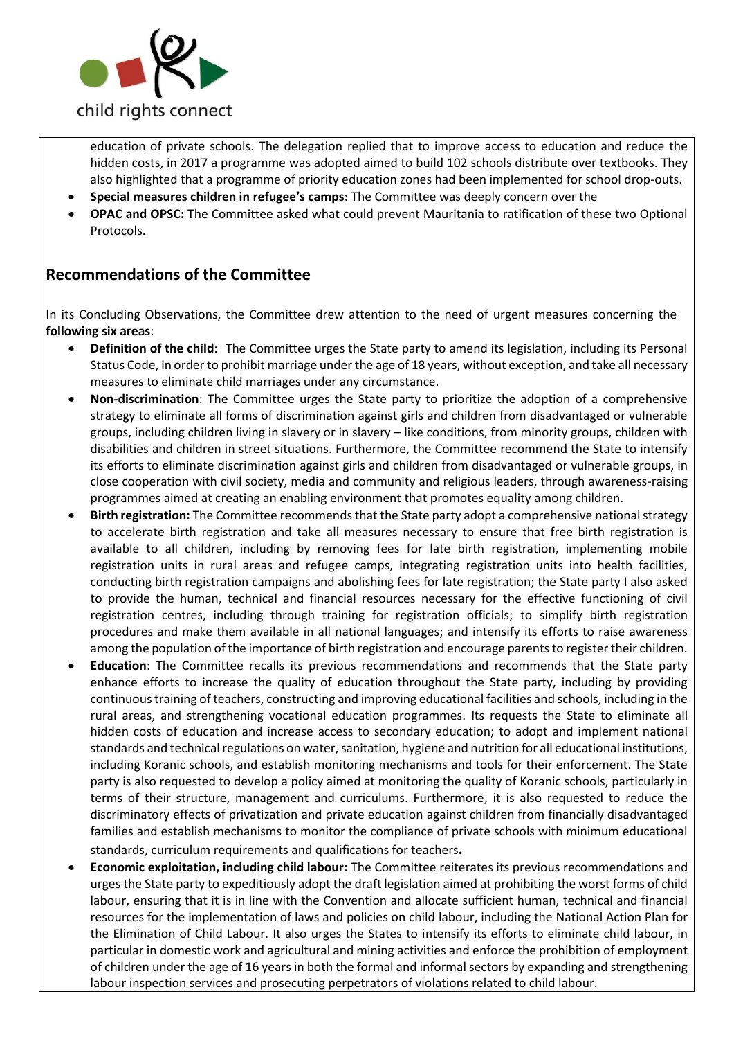education of private schools. The delegation replied that to improve access to education and reduce the hidden costs, in 2017 a programme was adopted aimed to build 102 schools distribute over textbooks. They also highlighted that a programme of priority education zones had been implemented for school drop-outs.

- **Special measures children in refugee's camps:** The Committee was deeply concern over the
- **OPAC and OPSC:** The Committee asked what could prevent Mauritania to ratification of these two Optional Protocols.

## Recommendations of the Committee

In its Concluding Observations, the Committee drew attention to the need of urgent measures concerning the **following six areas**:

- **Definition of the child**: The Committee urges the State party to amend its legislation, including its Personal Status Code, in order to prohibit marriage under the age of 18 years, without exception, and take all necessary measures to eliminate child marriages under any circumstance.
- **Non-discrimination**: The Committee urges the State party to prioritize the adoption of a comprehensive strategy to eliminate all forms of discrimination against girls and children from disadvantaged or vulnerable groups, including children living in slavery or in slavery – like conditions, from minority groups, children with disabilities and children in street situations. Furthermore, the Committee recommend the State to intensify its efforts to eliminate discrimination against girls and children from disadvantaged or vulnerable groups, in close cooperation with civil society, media and community and religious leaders, through awareness-raising programmes aimed at creating an enabling environment that promotes equality among children.
- **Birth registration:** The Committee recommends that the State party adopt a comprehensive national strategy to accelerate birth registration and take all measures necessary to ensure that free birth registration is available to all children, including by removing fees for late birth registration, implementing mobile registration units in rural areas and refugee camps, integrating registration units into health facilities, conducting birth registration campaigns and abolishing fees for late registration; the State party I also asked to provide the human, technical and financial resources necessary for the effective functioning of civil registration centres, including through training for registration officials; to simplify birth registration procedures and make them available in all national languages; and intensify its efforts to raise awareness among the population of the importance of birth registration and encourage parents to register their children.
- **Education**: The Committee recalls its previous recommendations and recommends that the State party enhance efforts to increase the quality of education throughout the State party, including by providing continuous training of teachers, constructing and improving educational facilities and schools, including in the rural areas, and strengthening vocational education programmes. Its requests the State to eliminate all hidden costs of education and increase access to secondary education; to adopt and implement national standards and technical regulations on water, sanitation, hygiene and nutrition for all educational institutions, including Koranic schools, and establish monitoring mechanisms and tools for their enforcement. The State party is also requested to develop a policy aimed at monitoring the quality of Koranic schools, particularly in terms of their structure, management and curriculums. Furthermore, it is also requested to reduce the discriminatory effects of privatization and private education against children from financially disadvantaged families and establish mechanisms to monitor the compliance of private schools with minimum educational standards, curriculum requirements and qualifications for teachers**.**
- **Economic exploitation, including child labour:** The Committee reiterates its previous recommendations and urges the State party to expeditiously adopt the draft legislation aimed at prohibiting the worst forms of child labour, ensuring that it is in line with the Convention and allocate sufficient human, technical and financial resources for the implementation of laws and policies on child labour, including the National Action Plan for the Elimination of Child Labour. It also urges the States to intensify its efforts to eliminate child labour, in particular in domestic work and agricultural and mining activities and enforce the prohibition of employment of children under the age of 16 years in both the formal and informal sectors by expanding and strengthening labour inspection services and prosecuting perpetrators of violations related to child labour.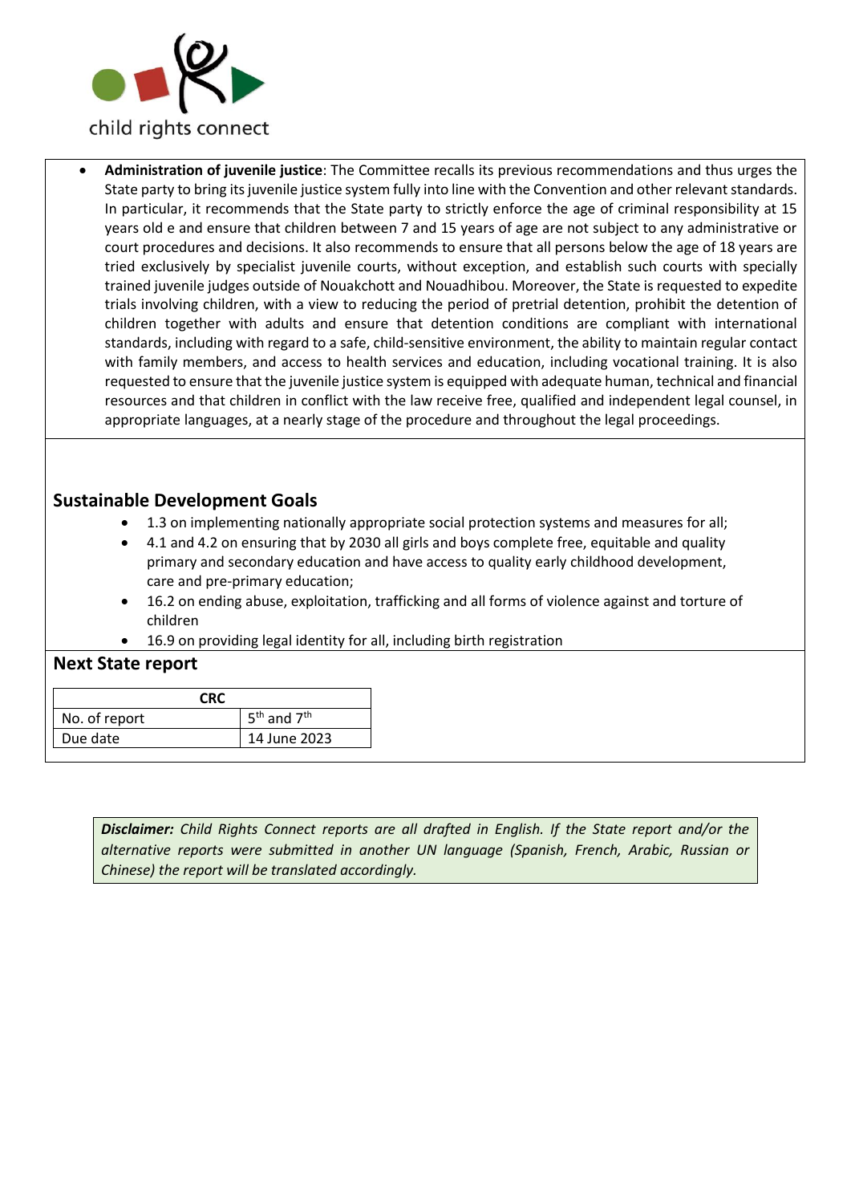- **Administration of juvenile justice**: The Committee recalls its previous recommendations and thus urges the State party to bring its juvenile justice system fully into line with the Convention and other relevant standards. In particular, it recommends that the State party to strictly enforce the age of criminal responsibility at 15 years old e and ensure that children between 7 and 15 years of age are not subject to any administrative or court procedures and decisions. It also recommends to ensure that all persons below the age of 18 years are tried exclusively by specialist juvenile courts, without exception, and establish such courts with specially trained juvenile judges outside of Nouakchott and Nouadhibou. Moreover, the State is requested to expedite trials involving children, with a view to reducing the period of pretrial detention, prohibit the detention of children together with adults and ensure that detention conditions are compliant with international standards, including with regard to a safe, child-sensitive environment, the ability to maintain regular contact with family members, and access to health services and education, including vocational training. It is also requested to ensure that the juvenile justice system is equipped with adequate human, technical and financial resources and that children in conflict with the law receive free, qualified and independent legal counsel, in appropriate languages, at a nearly stage of the procedure and throughout the legal proceedings.

## Sustainable Development Goals

- 1.3 on implementing nationally appropriate social protection systems and measures for all;
- 4.1 and 4.2 on ensuring that by 2030 all girls and boys complete free, equitable and quality primary and secondary education and have access to quality early childhood development, care and pre-primary education;
- 16.2 on ending abuse, exploitation, trafficking and all forms of violence against and torture of children
- 16.9 on providing legal identity for all, including birth registration

## Next State report

| CRC | |
|---|---|
| No. of report | 5th and 7th |
| Due date | 14 June 2023 |

***Disclaimer:*** *Child Rights Connect reports are all drafted in English. If the State report and/or the alternative reports were submitted in another UN language (Spanish, French, Arabic, Russian or Chinese) the report will be translated accordingly.*